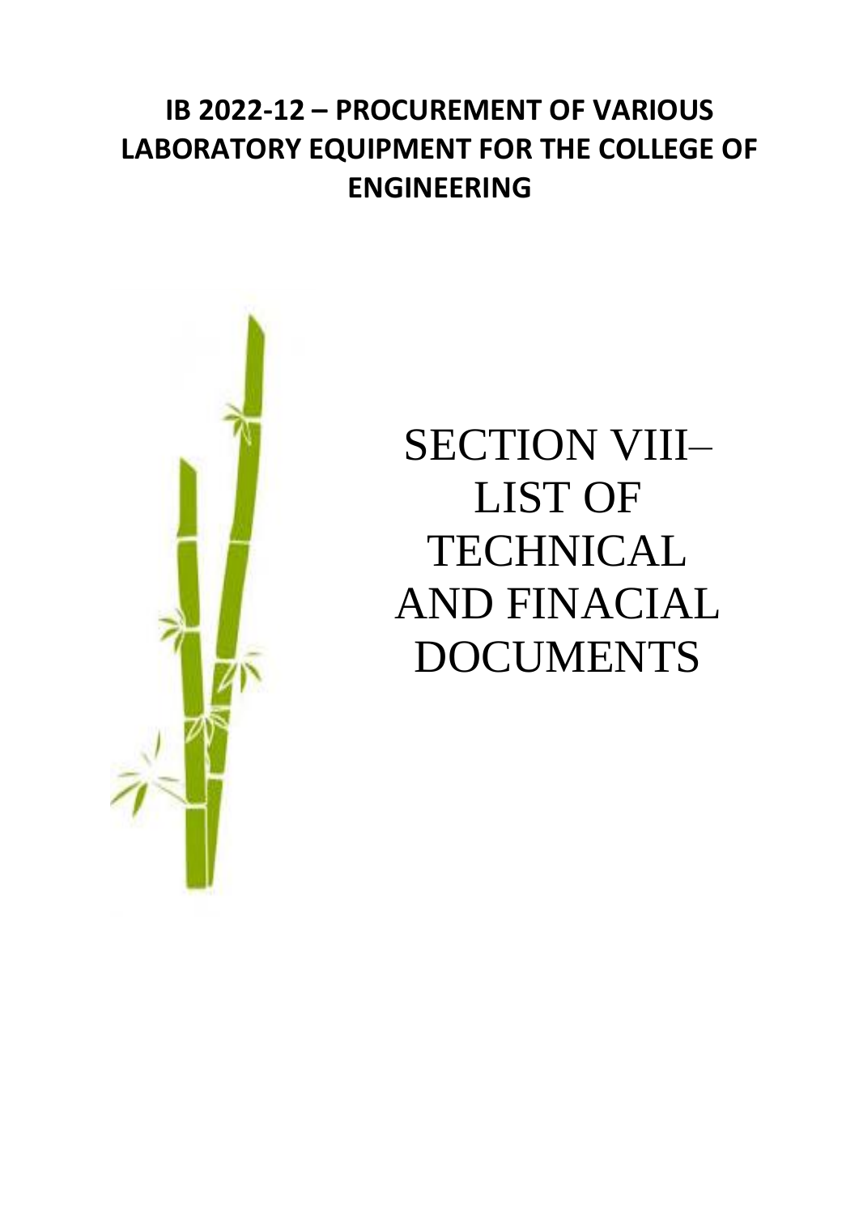# IB 2022-12 – PROCUREMENT OF VARIOUS LABORATORY EQUIPMENT FOR THE COLLEGE OF ENGINEERING

## SECTION VIII– LIST OF TECHNICAL AND FINACIAL DOCUMENTS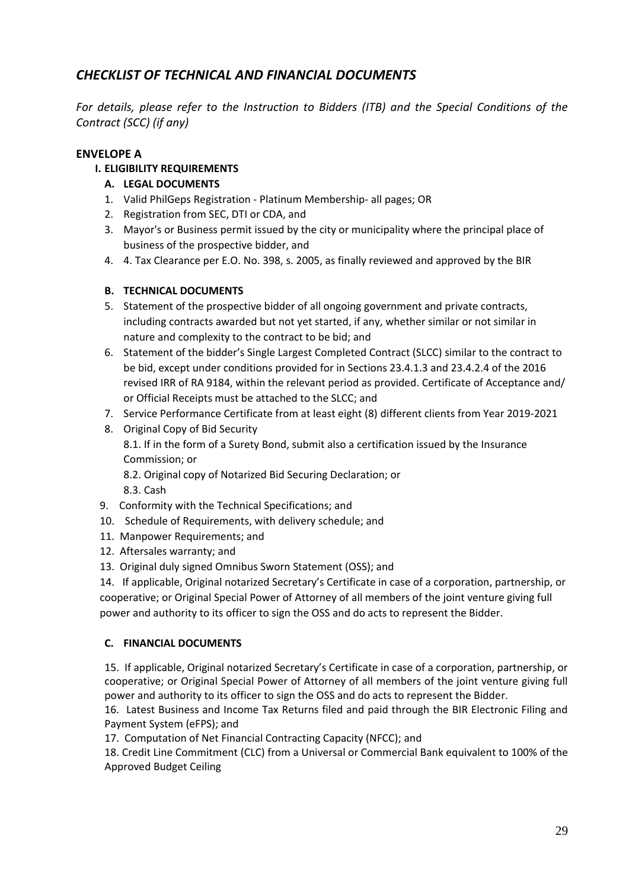# *CHECKLIST OF TECHNICAL AND FINANCIAL DOCUMENTS*

*For details, please refer to the Instruction to Bidders (ITB) and the Special Conditions of the Contract (SCC) (if any)*

## ENVELOPE A

### I. ELIGIBILITY REQUIREMENTS

#### A. LEGAL DOCUMENTS

1. Valid PhilGeps Registration - Platinum Membership- all pages; OR
2. Registration from SEC, DTI or CDA, and
3. Mayor's or Business permit issued by the city or municipality where the principal place of business of the prospective bidder, and
4. 4. Tax Clearance per E.O. No. 398, s. 2005, as finally reviewed and approved by the BIR

#### B. TECHNICAL DOCUMENTS

5. Statement of the prospective bidder of all ongoing government and private contracts, including contracts awarded but not yet started, if any, whether similar or not similar in nature and complexity to the contract to be bid; and
6. Statement of the bidder's Single Largest Completed Contract (SLCC) similar to the contract to be bid, except under conditions provided for in Sections 23.4.1.3 and 23.4.2.4 of the 2016 revised IRR of RA 9184, within the relevant period as provided. Certificate of Acceptance and/ or Official Receipts must be attached to the SLCC; and
7. Service Performance Certificate from at least eight (8) different clients from Year 2019-2021
8. Original Copy of Bid Security
   8.1. If in the form of a Surety Bond, submit also a certification issued by the Insurance Commission; or
   8.2. Original copy of Notarized Bid Securing Declaration; or
   8.3. Cash
9. Conformity with the Technical Specifications; and
10. Schedule of Requirements, with delivery schedule; and
11. Manpower Requirements; and
12. Aftersales warranty; and
13. Original duly signed Omnibus Sworn Statement (OSS); and
14. If applicable, Original notarized Secretary's Certificate in case of a corporation, partnership, or cooperative; or Original Special Power of Attorney of all members of the joint venture giving full power and authority to its officer to sign the OSS and do acts to represent the Bidder.

#### C. FINANCIAL DOCUMENTS

15. If applicable, Original notarized Secretary's Certificate in case of a corporation, partnership, or cooperative; or Original Special Power of Attorney of all members of the joint venture giving full power and authority to its officer to sign the OSS and do acts to represent the Bidder.
16. Latest Business and Income Tax Returns filed and paid through the BIR Electronic Filing and Payment System (eFPS); and
17. Computation of Net Financial Contracting Capacity (NFCC); and
18. Credit Line Commitment (CLC) from a Universal or Commercial Bank equivalent to 100% of the Approved Budget Ceiling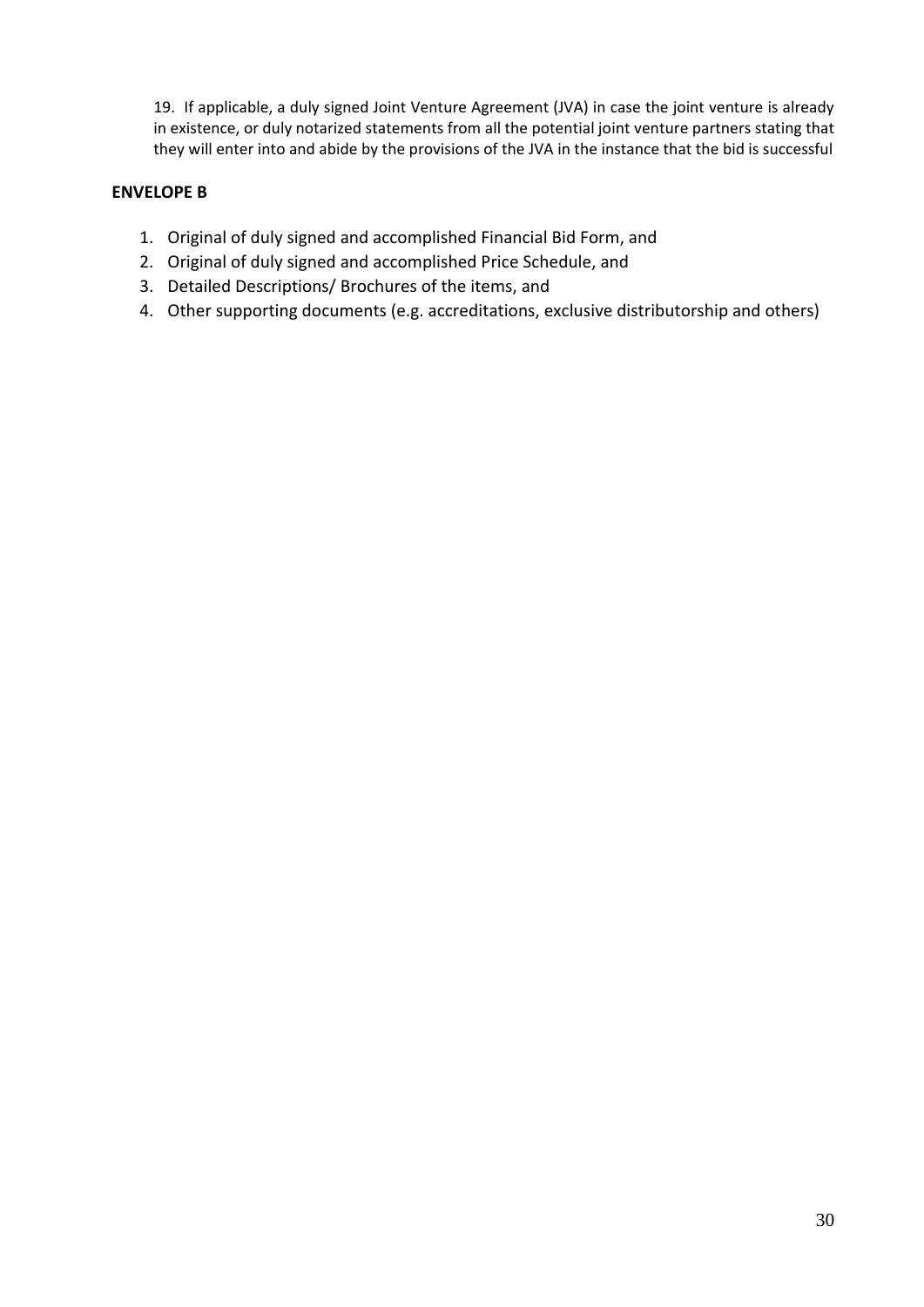19. If applicable, a duly signed Joint Venture Agreement (JVA) in case the joint venture is already in existence, or duly notarized statements from all the potential joint venture partners stating that they will enter into and abide by the provisions of the JVA in the instance that the bid is successful

**ENVELOPE B**

1. Original of duly signed and accomplished Financial Bid Form, and
2. Original of duly signed and accomplished Price Schedule, and
3. Detailed Descriptions/ Brochures of the items, and
4. Other supporting documents (e.g. accreditations, exclusive distributorship and others)